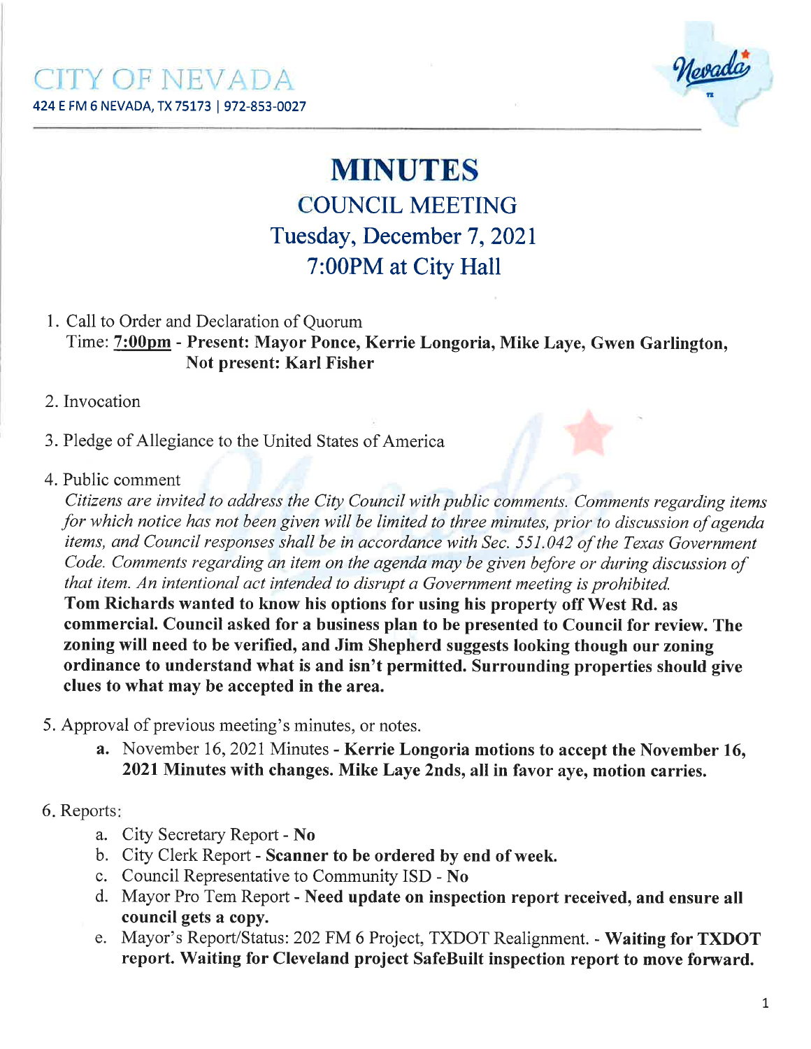CITY OF NEVADA

424 E FM 6 NEVADA, TX 75173 | 972-853-0027

# MINUTES

## COUNCIL MEETING

## Tuesday, December 7, 2021

## 7:00PM at City Hall

1. Call to Order and Declaration of Quorum
   Time: **7:00pm** - **Present: Mayor Ponce, Kerrie Longoria, Mike Laye, Gwen Garlington,**
   **Not present: Karl Fisher**

2. Invocation

3. Pledge of Allegiance to the United States of America

4. Public comment
   *Citizens are invited to address the City Council with public comments. Comments regarding items for which notice has not been given will be limited to three minutes, prior to discussion of agenda items, and Council responses shall be in accordance with Sec. 551.042 of the Texas Government Code. Comments regarding an item on the agenda may be given before or during discussion of that item. An intentional act intended to disrupt a Government meeting is prohibited.*
   **Tom Richards wanted to know his options for using his property off West Rd. as commercial. Council asked for a business plan to be presented to Council for review. The zoning will need to be verified, and Jim Shepherd suggests looking though our zoning ordinance to understand what is and isn't permitted. Surrounding properties should give clues to what may be accepted in the area.**

5. Approval of previous meeting's minutes, or notes.
   a. November 16, 2021 Minutes - **Kerrie Longoria motions to accept the November 16, 2021 Minutes with changes. Mike Laye 2nds, all in favor aye, motion carries.**

6. Reports:
   a. City Secretary Report - **No**
   b. City Clerk Report - **Scanner to be ordered by end of week.**
   c. Council Representative to Community ISD - **No**
   d. Mayor Pro Tem Report - **Need update on inspection report received, and ensure all council gets a copy.**
   e. Mayor's Report/Status: 202 FM 6 Project, TXDOT Realignment. - **Waiting for TXDOT report. Waiting for Cleveland project SafeBuilt inspection report to move forward.**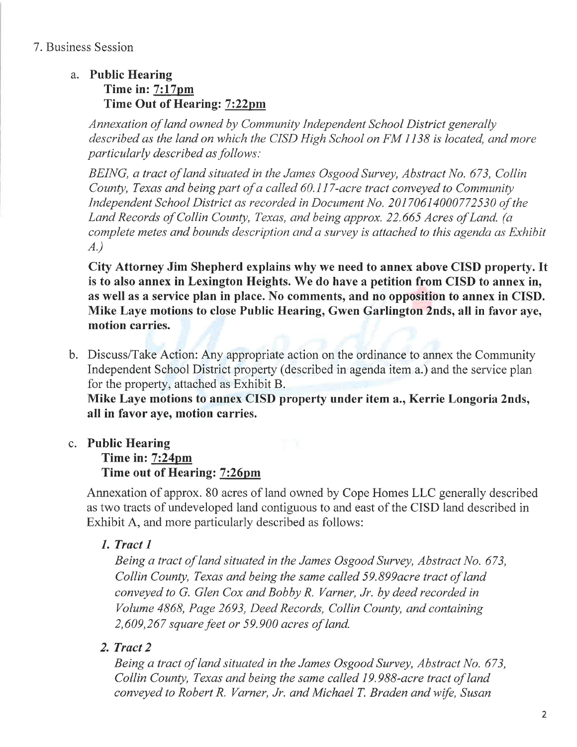7. Business Session

a. **Public Hearing**
**Time in: <u>7:17pm</u>**
**Time Out of Hearing: <u>7:22pm</u>**

*Annexation of land owned by Community Independent School District generally described as the land on which the CISD High School on FM 1138 is located, and more particularly described as follows:*

*BEING, a tract of land situated in the James Osgood Survey, Abstract No. 673, Collin County, Texas and being part of a called 60.117-acre tract conveyed to Community Independent School District as recorded in Document No. 20170614000772530 of the Land Records of Collin County, Texas, and being approx. 22.665 Acres of Land. (a complete metes and bounds description and a survey is attached to this agenda as Exhibit A.)*

**City Attorney Jim Shepherd explains why we need to annex above CISD property. It is to also annex in Lexington Heights. We do have a petition from CISD to annex in, as well as a service plan in place. No comments, and no opposition to annex in CISD. Mike Laye motions to close Public Hearing, Gwen Garlington 2nds, all in favor aye, motion carries.**

b. Discuss/Take Action: Any appropriate action on the ordinance to annex the Community Independent School District property (described in agenda item a.) and the service plan for the property, attached as Exhibit B.
**Mike Laye motions to annex CISD property under item a., Kerrie Longoria 2nds, all in favor aye, motion carries.**

c. **Public Hearing**
**Time in: <u>7:24pm</u>**
**Time out of Hearing: <u>7:26pm</u>**

Annexation of approx. 80 acres of land owned by Cope Homes LLC generally described as two tracts of undeveloped land contiguous to and east of the CISD land described in Exhibit A, and more particularly described as follows:

*1. Tract 1*

*Being a tract of land situated in the James Osgood Survey, Abstract No. 673, Collin County, Texas and being the same called 59.899acre tract of land conveyed to G. Glen Cox and Bobby R. Varner, Jr. by deed recorded in Volume 4868, Page 2693, Deed Records, Collin County, and containing 2,609,267 square feet or 59.900 acres of land.*

*2. Tract 2*

*Being a tract of land situated in the James Osgood Survey, Abstract No. 673, Collin County, Texas and being the same called 19.988-acre tract of land conveyed to Robert R. Varner, Jr. and Michael T. Braden and wife, Susan*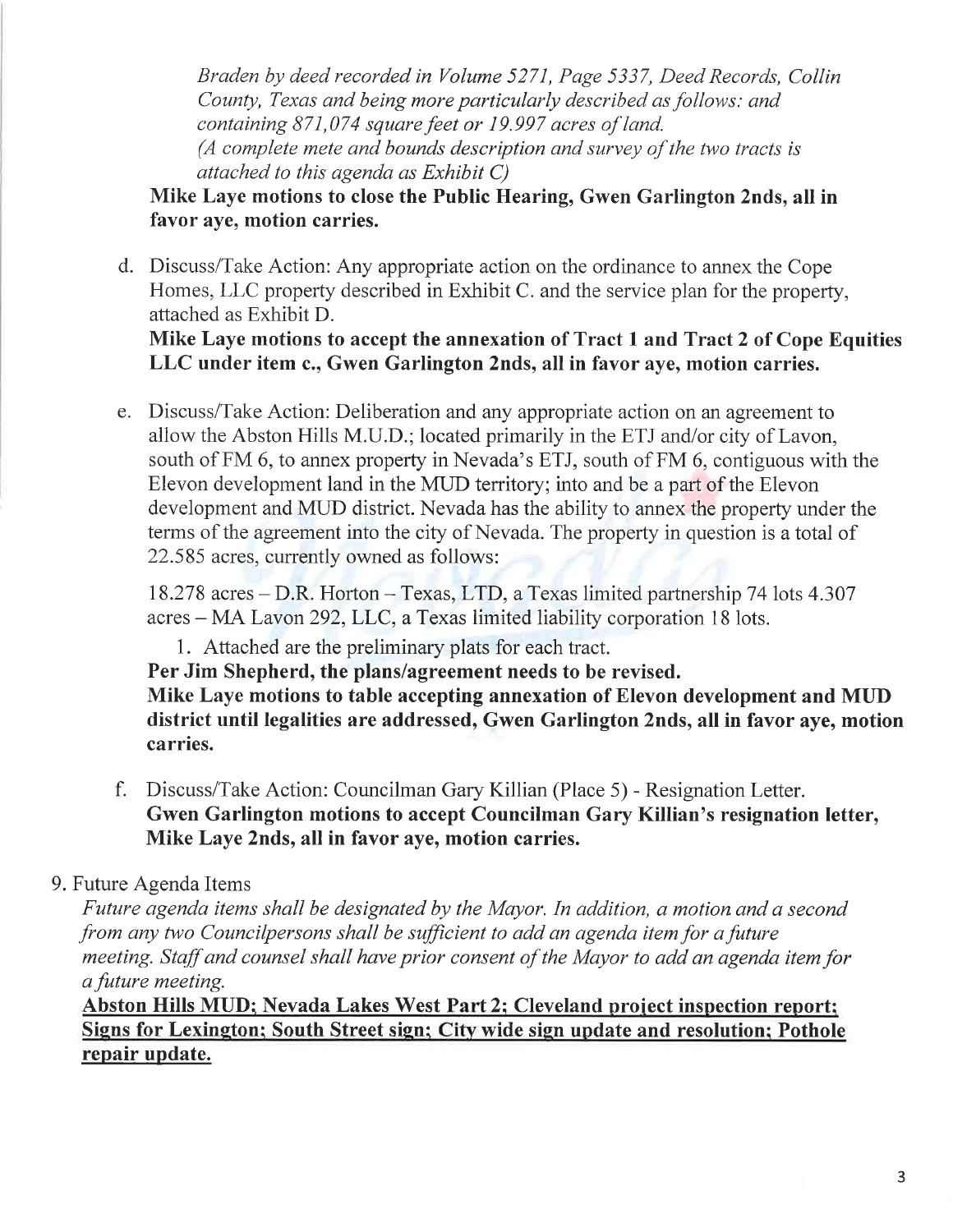*Braden by deed recorded in Volume 5271, Page 5337, Deed Records, Collin County, Texas and being more particularly described as follows: and containing 871,074 square feet or 19.997 acres of land.*
*(A complete mete and bounds description and survey of the two tracts is attached to this agenda as Exhibit C)*

**Mike Laye motions to close the Public Hearing, Gwen Garlington 2nds, all in favor aye, motion carries.**

d. Discuss/Take Action: Any appropriate action on the ordinance to annex the Cope Homes, LLC property described in Exhibit C. and the service plan for the property, attached as Exhibit D.
**Mike Laye motions to accept the annexation of Tract 1 and Tract 2 of Cope Equities LLC under item c., Gwen Garlington 2nds, all in favor aye, motion carries.**

e. Discuss/Take Action: Deliberation and any appropriate action on an agreement to allow the Abston Hills M.U.D.; located primarily in the ETJ and/or city of Lavon, south of FM 6, to annex property in Nevada's ETJ, south of FM 6, contiguous with the Elevon development land in the MUD territory; into and be a part of the Elevon development and MUD district. Nevada has the ability to annex the property under the terms of the agreement into the city of Nevada. The property in question is a total of 22.585 acres, currently owned as follows:

   18.278 acres – D.R. Horton – Texas, LTD, a Texas limited partnership 74 lots 4.307 acres – MA Lavon 292, LLC, a Texas limited liability corporation 18 lots.

   1. Attached are the preliminary plats for each tract.

   **Per Jim Shepherd, the plans/agreement needs to be revised.**
   **Mike Laye motions to table accepting annexation of Elevon development and MUD district until legalities are addressed, Gwen Garlington 2nds, all in favor aye, motion carries.**

f. Discuss/Take Action: Councilman Gary Killian (Place 5) - Resignation Letter.
**Gwen Garlington motions to accept Councilman Gary Killian's resignation letter, Mike Laye 2nds, all in favor aye, motion carries.**

9. Future Agenda Items

*Future agenda items shall be designated by the Mayor. In addition, a motion and a second from any two Councilpersons shall be sufficient to add an agenda item for a future meeting. Staff and counsel shall have prior consent of the Mayor to add an agenda item for a future meeting.*

**Abston Hills MUD; Nevada Lakes West Part 2; Cleveland project inspection report; Signs for Lexington; South Street sign; City wide sign update and resolution; Pothole repair update.**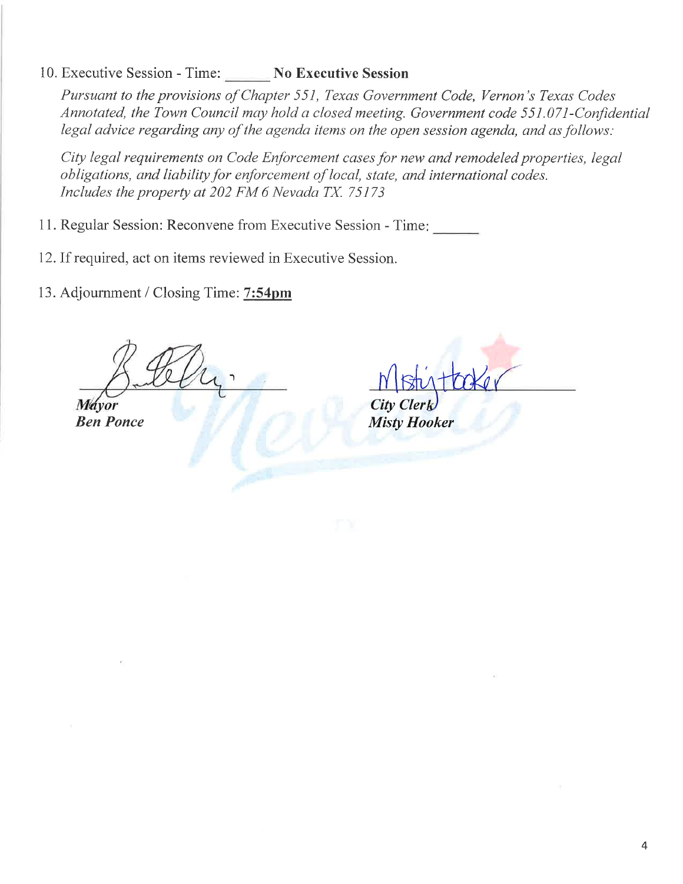10. Executive Session - Time: ______ **No Executive Session**

    *Pursuant to the provisions of Chapter 551, Texas Government Code, Vernon's Texas Codes Annotated, the Town Council may hold a closed meeting. Government code 551.071-Confidential legal advice regarding any of the agenda items on the open session agenda, and as follows:*

    *City legal requirements on Code Enforcement cases for new and remodeled properties, legal obligations, and liability for enforcement of local, state, and international codes. Includes the property at 202 FM 6 Nevada TX. 75173*

11. Regular Session: Reconvene from Executive Session - Time: ______

12. If required, act on items reviewed in Executive Session.

13. Adjournment / Closing Time: **7:54pm**

***Mayor***
***Ben Ponce***

***City Clerk***
***Misty Hooker***